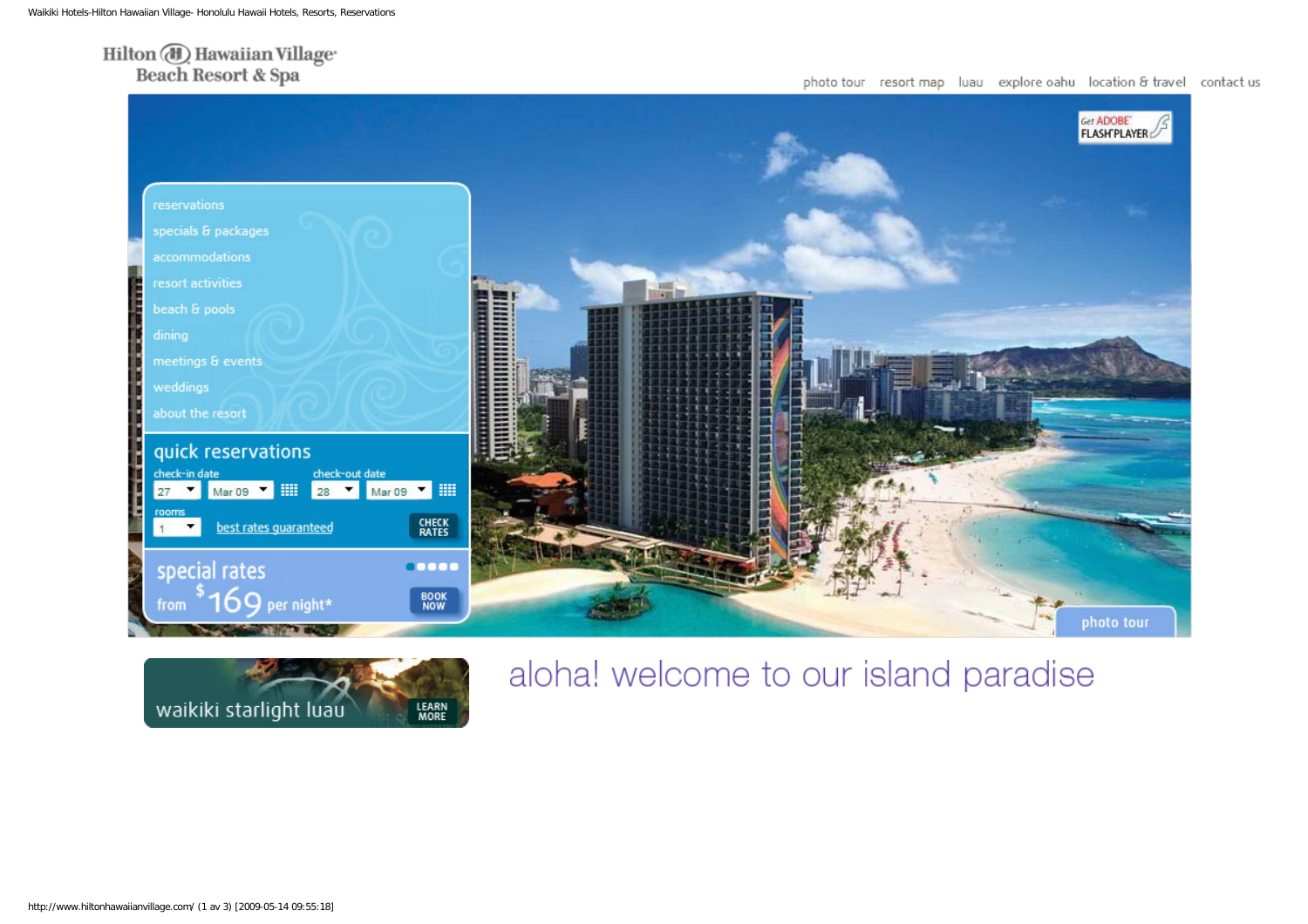# Hilton Hawaiian Village Beach Resort & Spa

photo tour | resort map | luau | explore oahu | location & travel | contact us

Get ADOBE FLASH PLAYER

- reservations
- specials & packages
- accommodations
- resort activities
- beach & pools
- dining
- meetings & events
- weddings
- about the resort

## quick reservations

check-in date: 27 | Mar 09

check-out date: 28 | Mar 09

rooms: 1

best rates guaranteed

CHECK RATES

## special rates

from $169 per night*

BOOK NOW

photo tour

waikiki starlight luau

LEARN MORE

## aloha! welcome to our island paradise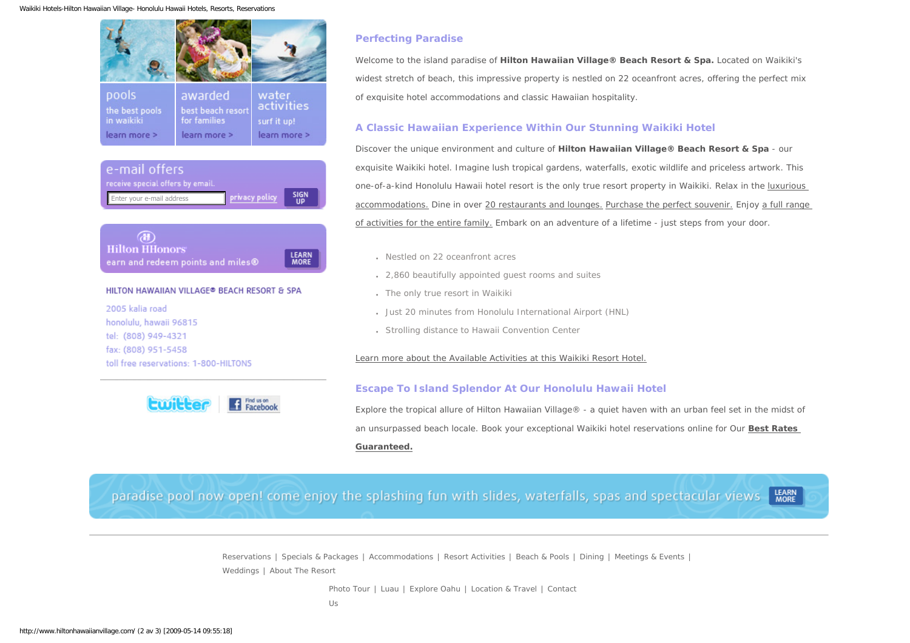pools
the best pools in waikiki
learn more >

awarded
best beach resort for families
learn more >

water activities
surf it up!
learn more >

e-mail offers
receive special offers by email.
privacy policy
SIGN UP

Hilton HHonors
earn and redeem points and miles®
LEARN MORE

HILTON HAWAIIAN VILLAGE® BEACH RESORT & SPA

2005 kalia road
honolulu, hawaii 96815
tel: (808) 949-4321
fax: (808) 951-5458
toll free reservations: 1-800-HILTONS

twitter | Find us on Facebook

## Perfecting Paradise

Welcome to the island paradise of **Hilton Hawaiian Village® Beach Resort & Spa.** Located on Waikiki's widest stretch of beach, this impressive property is nestled on 22 oceanfront acres, offering the perfect mix of exquisite hotel accommodations and classic Hawaiian hospitality.

## A Classic Hawaiian Experience Within Our Stunning Waikiki Hotel

Discover the unique environment and culture of **Hilton Hawaiian Village® Beach Resort & Spa** - our exquisite Waikiki hotel. Imagine lush tropical gardens, waterfalls, exotic wildlife and priceless artwork. This one-of-a-kind Honolulu Hawaii hotel resort is the only true resort property in Waikiki. Relax in the luxurious accommodations. Dine in over 20 restaurants and lounges. Purchase the perfect souvenir. Enjoy a full range of activities for the entire family. Embark on an adventure of a lifetime - just steps from your door.

- Nestled on 22 oceanfront acres
- 2,860 beautifully appointed guest rooms and suites
- The only true resort in Waikiki
- Just 20 minutes from Honolulu International Airport (HNL)
- Strolling distance to Hawaii Convention Center

Learn more about the Available Activities at this Waikiki Resort Hotel.

## Escape To Island Splendor At Our Honolulu Hawaii Hotel

Explore the tropical allure of Hilton Hawaiian Village® - a quiet haven with an urban feel set in the midst of an unsurpassed beach locale. Book your exceptional Waikiki hotel reservations online for Our **Best Rates Guaranteed.**

paradise pool now open! come enjoy the splashing fun with slides, waterfalls, spas and spectacular views LEARN MORE

Reservations | Specials & Packages | Accommodations | Resort Activities | Beach & Pools | Dining | Meetings & Events | Weddings | About The Resort

Photo Tour | Luau | Explore Oahu | Location & Travel | Contact Us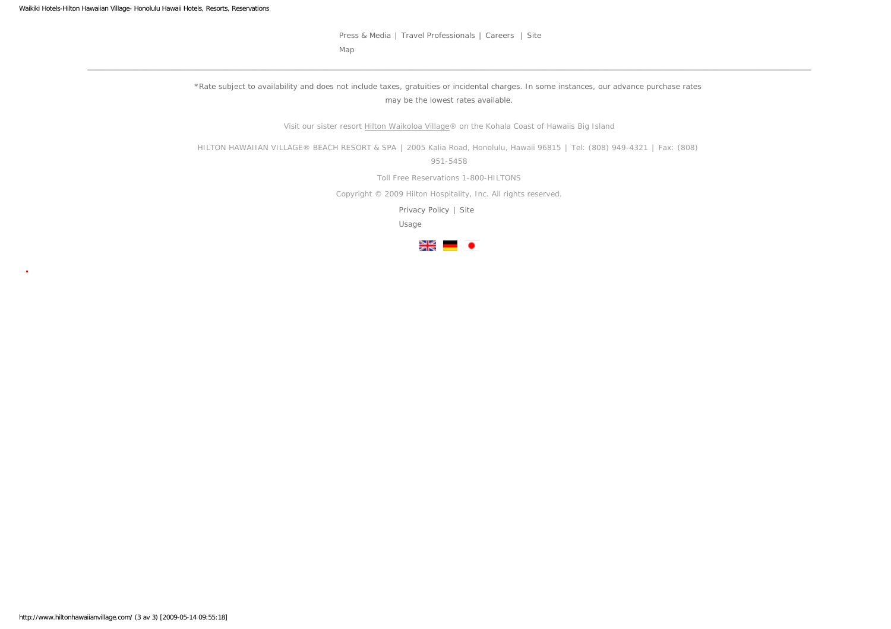Press & Media | Travel Professionals | Careers | Site Map

---

*Rate subject to availability and does not include taxes, gratuities or incidental charges. In some instances, our advance purchase rates may be the lowest rates available.

Visit our sister resort Hilton Waikoloa Village® on the Kohala Coast of Hawaiis Big Island

HILTON HAWAIIAN VILLAGE® BEACH RESORT & SPA | 2005 Kalia Road, Honolulu, Hawaii 96815 | Tel: (808) 949-4321 | Fax: (808) 951-5458

Toll Free Reservations 1-800-HILTONS

Copyright © 2009 Hilton Hospitality, Inc. All rights reserved.

Privacy Policy | Site Usage